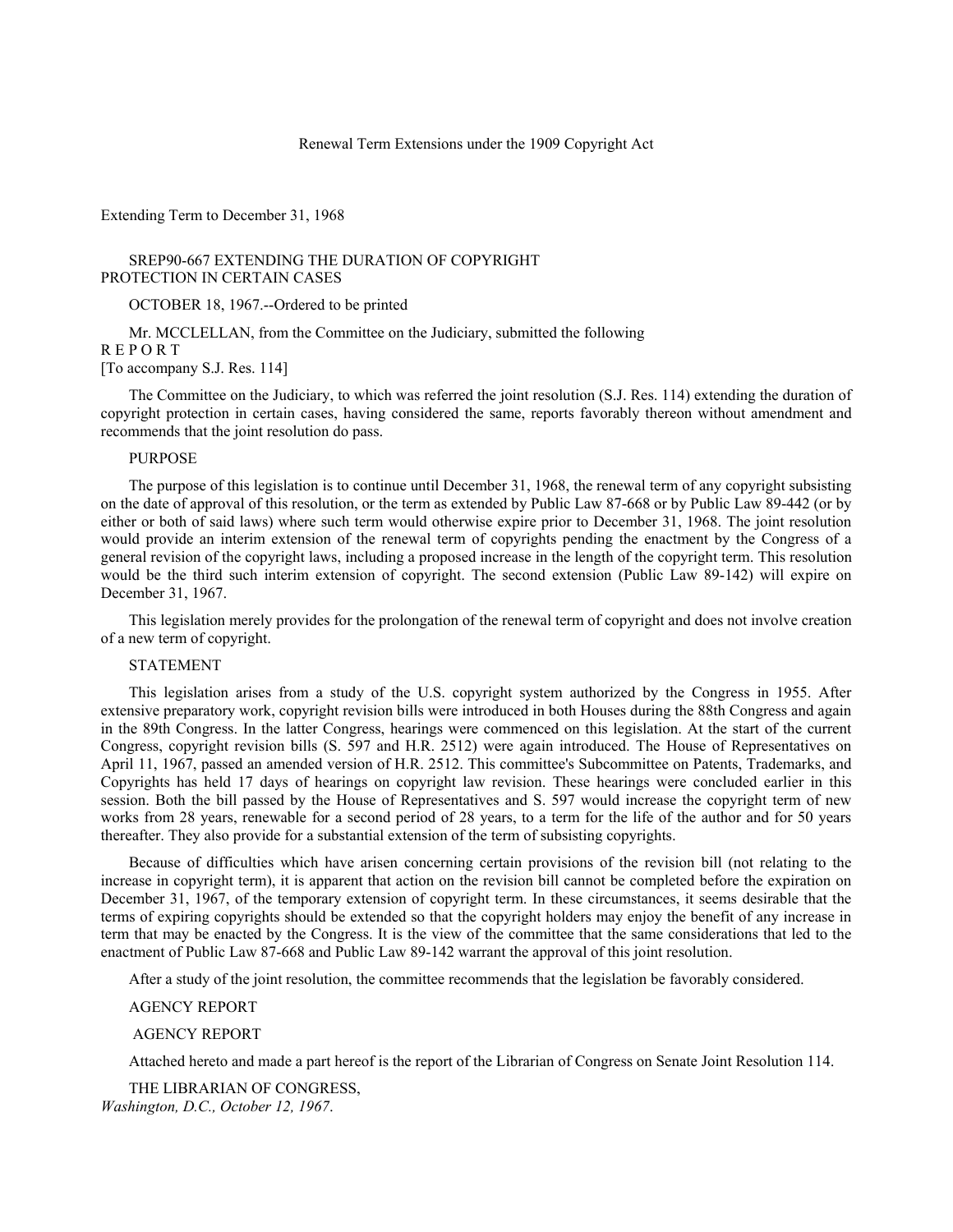# Renewal Term Extensions under the 1909 Copyright Act

## Extending Term to December 31, 1968

### SREP90-667 EXTENDING THE DURATION OF COPYRIGHT PROTECTION IN CERTAIN CASES

OCTOBER 18, 1967.--Ordered to be printed

Mr. MCCLELLAN, from the Committee on the Judiciary, submitted the following

R E P O R T

[To accompany S.J. Res. 114]

The Committee on the Judiciary, to which was referred the joint resolution (S.J. Res. 114) extending the duration of copyright protection in certain cases, having considered the same, reports favorably thereon without amendment and recommends that the joint resolution do pass.

PURPOSE

The purpose of this legislation is to continue until December 31, 1968, the renewal term of any copyright subsisting on the date of approval of this resolution, or the term as extended by Public Law 87-668 or by Public Law 89-442 (or by either or both of said laws) where such term would otherwise expire prior to December 31, 1968. The joint resolution would provide an interim extension of the renewal term of copyrights pending the enactment by the Congress of a general revision of the copyright laws, including a proposed increase in the length of the copyright term. This resolution would be the third such interim extension of copyright. The second extension (Public Law 89-142) will expire on December 31, 1967.

This legislation merely provides for the prolongation of the renewal term of copyright and does not involve creation of a new term of copyright.

STATEMENT

This legislation arises from a study of the U.S. copyright system authorized by the Congress in 1955. After extensive preparatory work, copyright revision bills were introduced in both Houses during the 88th Congress and again in the 89th Congress. In the latter Congress, hearings were commenced on this legislation. At the start of the current Congress, copyright revision bills (S. 597 and H.R. 2512) were again introduced. The House of Representatives on April 11, 1967, passed an amended version of H.R. 2512. This committee's Subcommittee on Patents, Trademarks, and Copyrights has held 17 days of hearings on copyright law revision. These hearings were concluded earlier in this session. Both the bill passed by the House of Representatives and S. 597 would increase the copyright term of new works from 28 years, renewable for a second period of 28 years, to a term for the life of the author and for 50 years thereafter. They also provide for a substantial extension of the term of subsisting copyrights.

Because of difficulties which have arisen concerning certain provisions of the revision bill (not relating to the increase in copyright term), it is apparent that action on the revision bill cannot be completed before the expiration on December 31, 1967, of the temporary extension of copyright term. In these circumstances, it seems desirable that the terms of expiring copyrights should be extended so that the copyright holders may enjoy the benefit of any increase in term that may be enacted by the Congress. It is the view of the committee that the same considerations that led to the enactment of Public Law 87-668 and Public Law 89-142 warrant the approval of this joint resolution.

After a study of the joint resolution, the committee recommends that the legislation be favorably considered.

AGENCY REPORT

AGENCY REPORT

Attached hereto and made a part hereof is the report of the Librarian of Congress on Senate Joint Resolution 114.

THE LIBRARIAN OF CONGRESS,
*Washington, D.C., October 12, 1967*.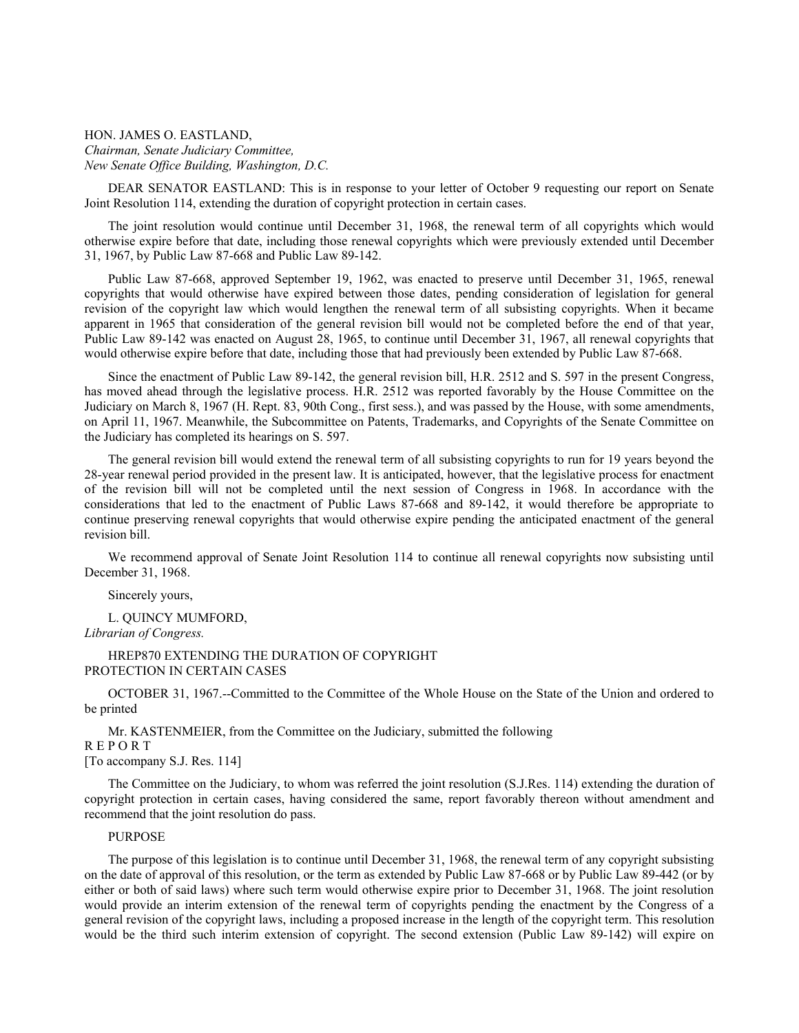HON. JAMES O. EASTLAND,
*Chairman, Senate Judiciary Committee,*
*New Senate Office Building, Washington, D.C.*

DEAR SENATOR EASTLAND: This is in response to your letter of October 9 requesting our report on Senate Joint Resolution 114, extending the duration of copyright protection in certain cases.

The joint resolution would continue until December 31, 1968, the renewal term of all copyrights which would otherwise expire before that date, including those renewal copyrights which were previously extended until December 31, 1967, by Public Law 87-668 and Public Law 89-142.

Public Law 87-668, approved September 19, 1962, was enacted to preserve until December 31, 1965, renewal copyrights that would otherwise have expired between those dates, pending consideration of legislation for general revision of the copyright law which would lengthen the renewal term of all subsisting copyrights. When it became apparent in 1965 that consideration of the general revision bill would not be completed before the end of that year, Public Law 89-142 was enacted on August 28, 1965, to continue until December 31, 1967, all renewal copyrights that would otherwise expire before that date, including those that had previously been extended by Public Law 87-668.

Since the enactment of Public Law 89-142, the general revision bill, H.R. 2512 and S. 597 in the present Congress, has moved ahead through the legislative process. H.R. 2512 was reported favorably by the House Committee on the Judiciary on March 8, 1967 (H. Rept. 83, 90th Cong., first sess.), and was passed by the House, with some amendments, on April 11, 1967. Meanwhile, the Subcommittee on Patents, Trademarks, and Copyrights of the Senate Committee on the Judiciary has completed its hearings on S. 597.

The general revision bill would extend the renewal term of all subsisting copyrights to run for 19 years beyond the 28-year renewal period provided in the present law. It is anticipated, however, that the legislative process for enactment of the revision bill will not be completed until the next session of Congress in 1968. In accordance with the considerations that led to the enactment of Public Laws 87-668 and 89-142, it would therefore be appropriate to continue preserving renewal copyrights that would otherwise expire pending the anticipated enactment of the general revision bill.

We recommend approval of Senate Joint Resolution 114 to continue all renewal copyrights now subsisting until December 31, 1968.

Sincerely yours,

L. QUINCY MUMFORD,
*Librarian of Congress.*

HREP870 EXTENDING THE DURATION OF COPYRIGHT PROTECTION IN CERTAIN CASES

OCTOBER 31, 1967.--Committed to the Committee of the Whole House on the State of the Union and ordered to be printed

Mr. KASTENMEIER, from the Committee on the Judiciary, submitted the following

R E P O R T

[To accompany S.J. Res. 114]

The Committee on the Judiciary, to whom was referred the joint resolution (S.J.Res. 114) extending the duration of copyright protection in certain cases, having considered the same, report favorably thereon without amendment and recommend that the joint resolution do pass.

PURPOSE

The purpose of this legislation is to continue until December 31, 1968, the renewal term of any copyright subsisting on the date of approval of this resolution, or the term as extended by Public Law 87-668 or by Public Law 89-442 (or by either or both of said laws) where such term would otherwise expire prior to December 31, 1968. The joint resolution would provide an interim extension of the renewal term of copyrights pending the enactment by the Congress of a general revision of the copyright laws, including a proposed increase in the length of the copyright term. This resolution would be the third such interim extension of copyright. The second extension (Public Law 89-142) will expire on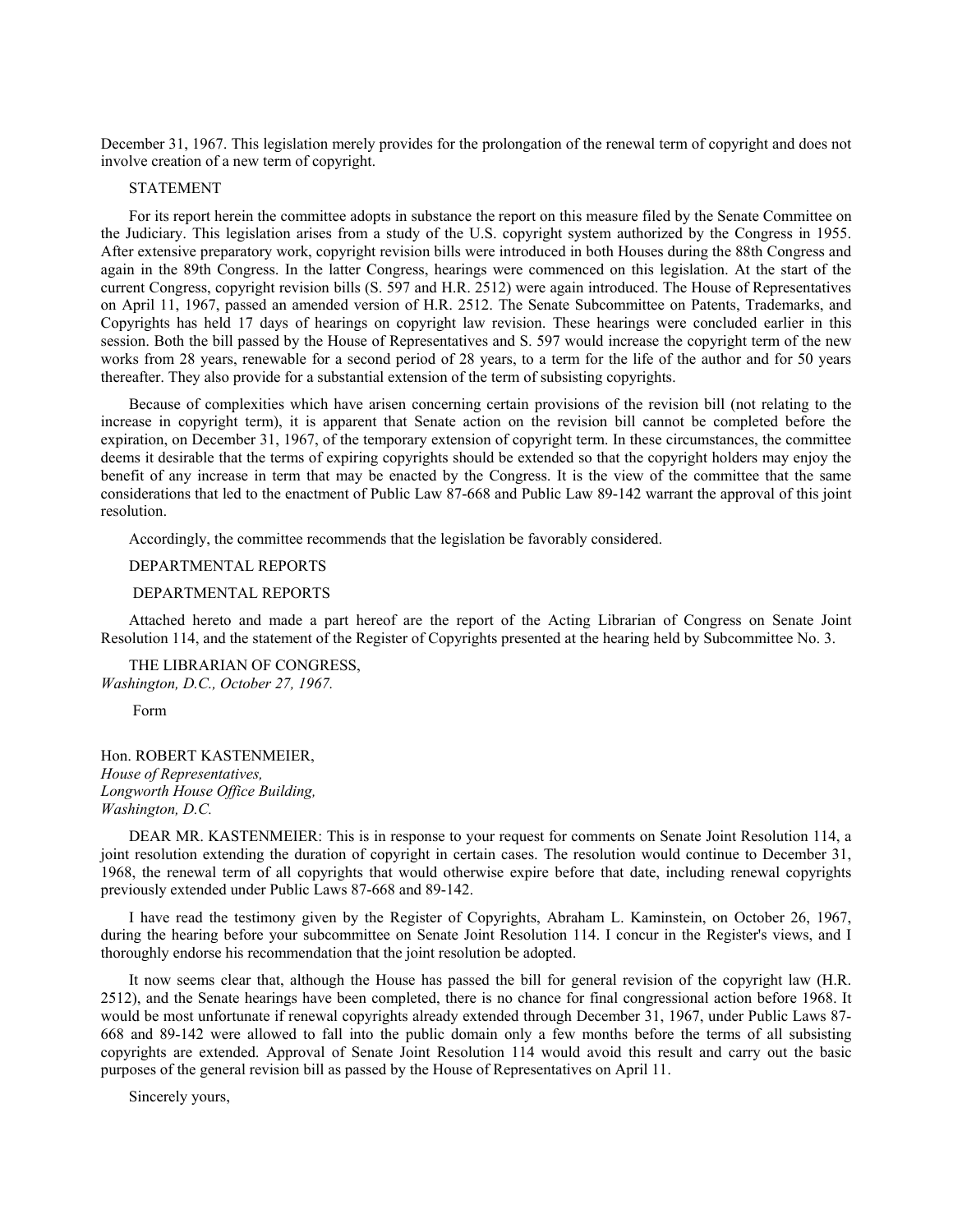December 31, 1967. This legislation merely provides for the prolongation of the renewal term of copyright and does not involve creation of a new term of copyright.

STATEMENT

For its report herein the committee adopts in substance the report on this measure filed by the Senate Committee on the Judiciary. This legislation arises from a study of the U.S. copyright system authorized by the Congress in 1955. After extensive preparatory work, copyright revision bills were introduced in both Houses during the 88th Congress and again in the 89th Congress. In the latter Congress, hearings were commenced on this legislation. At the start of the current Congress, copyright revision bills (S. 597 and H.R. 2512) were again introduced. The House of Representatives on April 11, 1967, passed an amended version of H.R. 2512. The Senate Subcommittee on Patents, Trademarks, and Copyrights has held 17 days of hearings on copyright law revision. These hearings were concluded earlier in this session. Both the bill passed by the House of Representatives and S. 597 would increase the copyright term of the new works from 28 years, renewable for a second period of 28 years, to a term for the life of the author and for 50 years thereafter. They also provide for a substantial extension of the term of subsisting copyrights.

Because of complexities which have arisen concerning certain provisions of the revision bill (not relating to the increase in copyright term), it is apparent that Senate action on the revision bill cannot be completed before the expiration, on December 31, 1967, of the temporary extension of copyright term. In these circumstances, the committee deems it desirable that the terms of expiring copyrights should be extended so that the copyright holders may enjoy the benefit of any increase in term that may be enacted by the Congress. It is the view of the committee that the same considerations that led to the enactment of Public Law 87-668 and Public Law 89-142 warrant the approval of this joint resolution.

Accordingly, the committee recommends that the legislation be favorably considered.

DEPARTMENTAL REPORTS

DEPARTMENTAL REPORTS

Attached hereto and made a part hereof are the report of the Acting Librarian of Congress on Senate Joint Resolution 114, and the statement of the Register of Copyrights presented at the hearing held by Subcommittee No. 3.

THE LIBRARIAN OF CONGRESS,
*Washington, D.C., October 27, 1967.*

Form

Hon. ROBERT KASTENMEIER,
*House of Representatives,*
*Longworth House Office Building,*
*Washington, D.C.*

DEAR MR. KASTENMEIER: This is in response to your request for comments on Senate Joint Resolution 114, a joint resolution extending the duration of copyright in certain cases. The resolution would continue to December 31, 1968, the renewal term of all copyrights that would otherwise expire before that date, including renewal copyrights previously extended under Public Laws 87-668 and 89-142.

I have read the testimony given by the Register of Copyrights, Abraham L. Kaminstein, on October 26, 1967, during the hearing before your subcommittee on Senate Joint Resolution 114. I concur in the Register's views, and I thoroughly endorse his recommendation that the joint resolution be adopted.

It now seems clear that, although the House has passed the bill for general revision of the copyright law (H.R. 2512), and the Senate hearings have been completed, there is no chance for final congressional action before 1968. It would be most unfortunate if renewal copyrights already extended through December 31, 1967, under Public Laws 87-668 and 89-142 were allowed to fall into the public domain only a few months before the terms of all subsisting copyrights are extended. Approval of Senate Joint Resolution 114 would avoid this result and carry out the basic purposes of the general revision bill as passed by the House of Representatives on April 11.

Sincerely yours,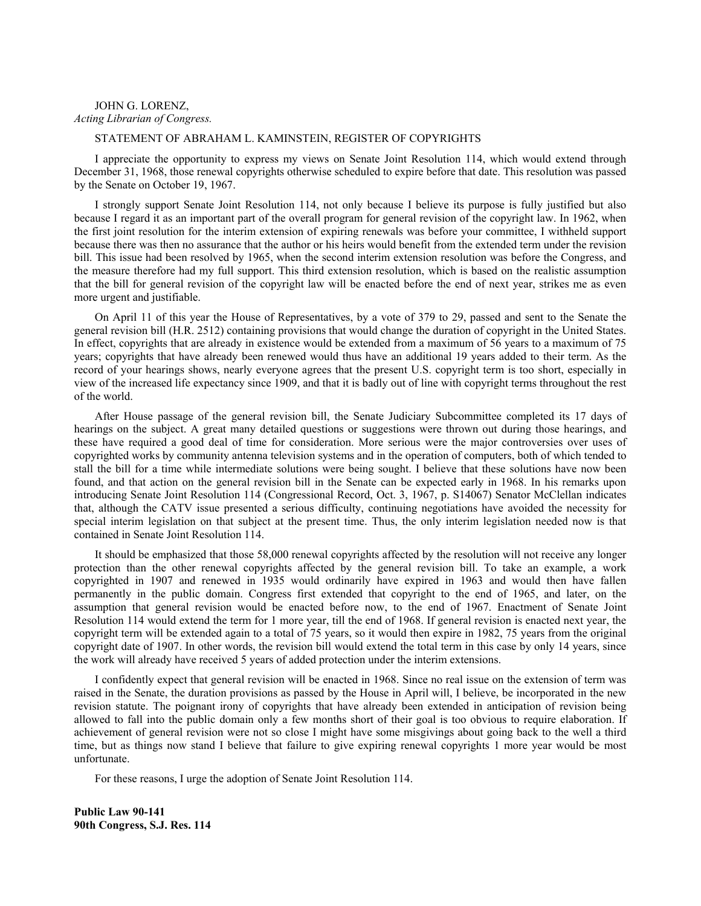JOHN G. LORENZ,
*Acting Librarian of Congress.*

STATEMENT OF ABRAHAM L. KAMINSTEIN, REGISTER OF COPYRIGHTS

I appreciate the opportunity to express my views on Senate Joint Resolution 114, which would extend through December 31, 1968, those renewal copyrights otherwise scheduled to expire before that date. This resolution was passed by the Senate on October 19, 1967.

I strongly support Senate Joint Resolution 114, not only because I believe its purpose is fully justified but also because I regard it as an important part of the overall program for general revision of the copyright law. In 1962, when the first joint resolution for the interim extension of expiring renewals was before your committee, I withheld support because there was then no assurance that the author or his heirs would benefit from the extended term under the revision bill. This issue had been resolved by 1965, when the second interim extension resolution was before the Congress, and the measure therefore had my full support. This third extension resolution, which is based on the realistic assumption that the bill for general revision of the copyright law will be enacted before the end of next year, strikes me as even more urgent and justifiable.

On April 11 of this year the House of Representatives, by a vote of 379 to 29, passed and sent to the Senate the general revision bill (H.R. 2512) containing provisions that would change the duration of copyright in the United States. In effect, copyrights that are already in existence would be extended from a maximum of 56 years to a maximum of 75 years; copyrights that have already been renewed would thus have an additional 19 years added to their term. As the record of your hearings shows, nearly everyone agrees that the present U.S. copyright term is too short, especially in view of the increased life expectancy since 1909, and that it is badly out of line with copyright terms throughout the rest of the world.

After House passage of the general revision bill, the Senate Judiciary Subcommittee completed its 17 days of hearings on the subject. A great many detailed questions or suggestions were thrown out during those hearings, and these have required a good deal of time for consideration. More serious were the major controversies over uses of copyrighted works by community antenna television systems and in the operation of computers, both of which tended to stall the bill for a time while intermediate solutions were being sought. I believe that these solutions have now been found, and that action on the general revision bill in the Senate can be expected early in 1968. In his remarks upon introducing Senate Joint Resolution 114 (Congressional Record, Oct. 3, 1967, p. S14067) Senator McClellan indicates that, although the CATV issue presented a serious difficulty, continuing negotiations have avoided the necessity for special interim legislation on that subject at the present time. Thus, the only interim legislation needed now is that contained in Senate Joint Resolution 114.

It should be emphasized that those 58,000 renewal copyrights affected by the resolution will not receive any longer protection than the other renewal copyrights affected by the general revision bill. To take an example, a work copyrighted in 1907 and renewed in 1935 would ordinarily have expired in 1963 and would then have fallen permanently in the public domain. Congress first extended that copyright to the end of 1965, and later, on the assumption that general revision would be enacted before now, to the end of 1967. Enactment of Senate Joint Resolution 114 would extend the term for 1 more year, till the end of 1968. If general revision is enacted next year, the copyright term will be extended again to a total of 75 years, so it would then expire in 1982, 75 years from the original copyright date of 1907. In other words, the revision bill would extend the total term in this case by only 14 years, since the work will already have received 5 years of added protection under the interim extensions.

I confidently expect that general revision will be enacted in 1968. Since no real issue on the extension of term was raised in the Senate, the duration provisions as passed by the House in April will, I believe, be incorporated in the new revision statute. The poignant irony of copyrights that have already been extended in anticipation of revision being allowed to fall into the public domain only a few months short of their goal is too obvious to require elaboration. If achievement of general revision were not so close I might have some misgivings about going back to the well a third time, but as things now stand I believe that failure to give expiring renewal copyrights 1 more year would be most unfortunate.

For these reasons, I urge the adoption of Senate Joint Resolution 114.

**Public Law 90-141**
**90th Congress, S.J. Res. 114**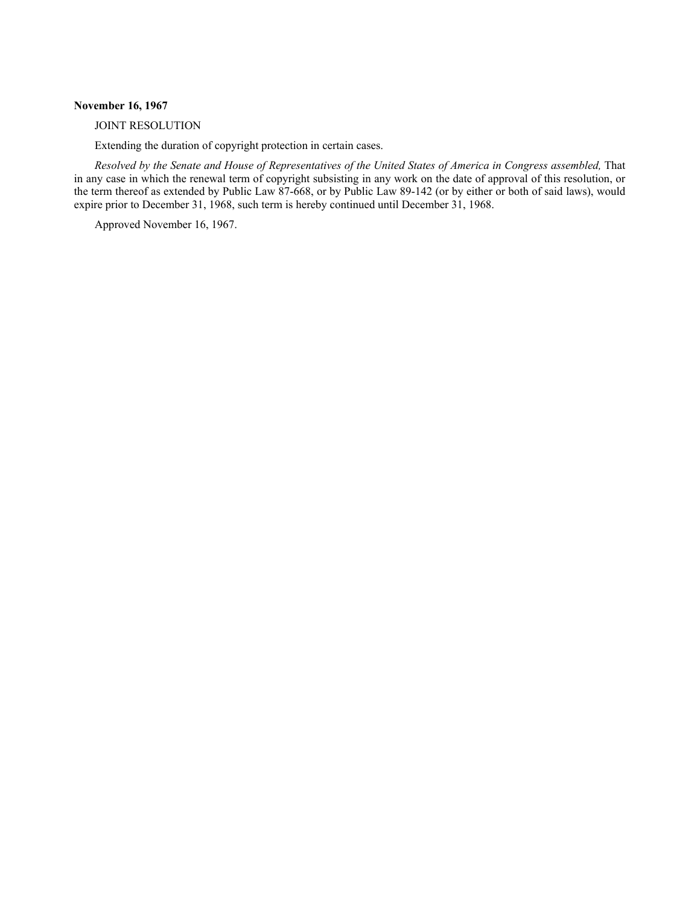**November 16, 1967**

JOINT RESOLUTION

Extending the duration of copyright protection in certain cases.

*Resolved by the Senate and House of Representatives of the United States of America in Congress assembled,* That in any case in which the renewal term of copyright subsisting in any work on the date of approval of this resolution, or the term thereof as extended by Public Law 87-668, or by Public Law 89-142 (or by either or both of said laws), would expire prior to December 31, 1968, such term is hereby continued until December 31, 1968.

Approved November 16, 1967.